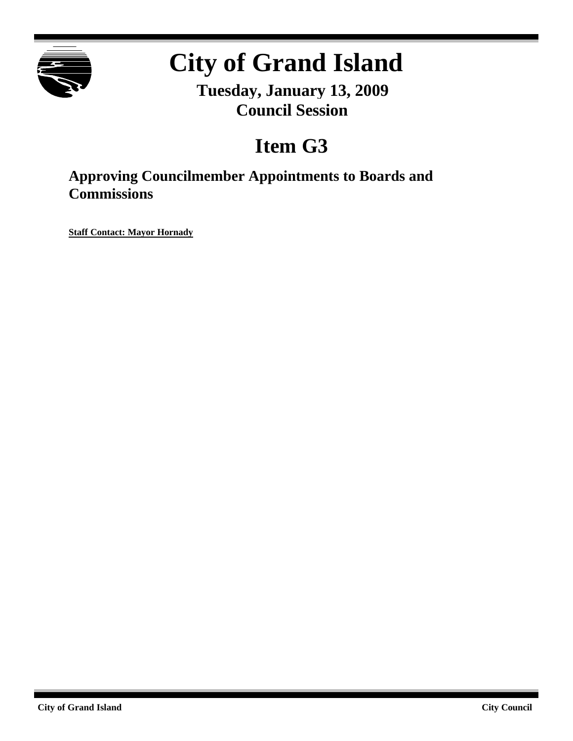# City of Grand Island

**Tuesday, January 13, 2009**
**Council Session**

## Item G3

### Approving Councilmember Appointments to Boards and Commissions

**Staff Contact: Mayor Hornady**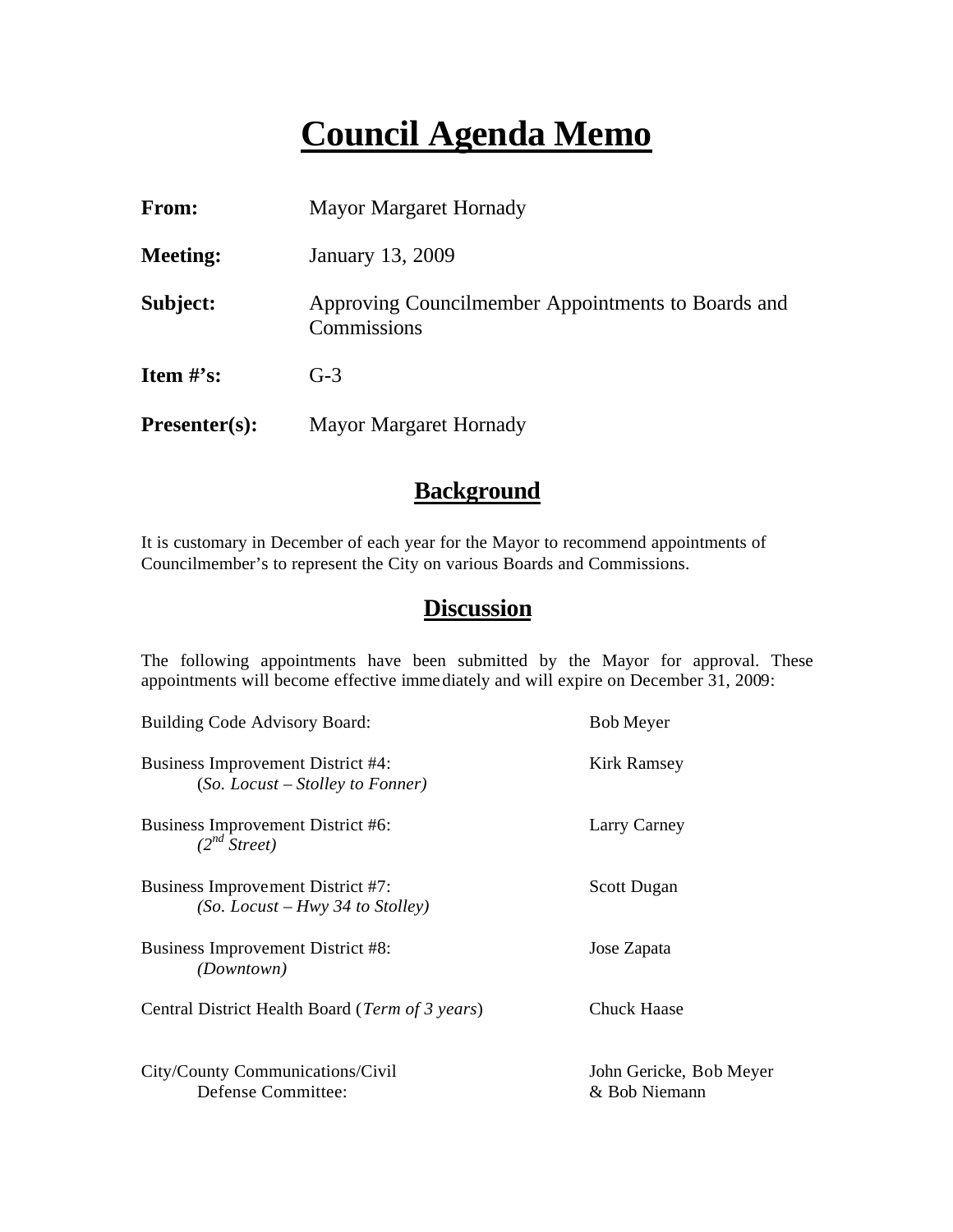# Council Agenda Memo

**From:** Mayor Margaret Hornady

**Meeting:** January 13, 2009

**Subject:** Approving Councilmember Appointments to Boards and Commissions

**Item #'s:** G-3

**Presenter(s):** Mayor Margaret Hornady

## Background

It is customary in December of each year for the Mayor to recommend appointments of Councilmember's to represent the City on various Boards and Commissions.

## Discussion

The following appointments have been submitted by the Mayor for approval. These appointments will become effective immediately and will expire on December 31, 2009:

| Board/Commission | Appointee(s) |
| --- | --- |
| Building Code Advisory Board: | Bob Meyer |
| Business Improvement District #4: *(So. Locust – Stolley to Fonner)* | Kirk Ramsey |
| Business Improvement District #6: *(2nd Street)* | Larry Carney |
| Business Improvement District #7: *(So. Locust – Hwy 34 to Stolley)* | Scott Dugan |
| Business Improvement District #8: *(Downtown)* | Jose Zapata |
| Central District Health Board (*Term of 3 years*) | Chuck Haase |
| City/County Communications/Civil Defense Committee: | John Gericke, Bob Meyer & Bob Niemann |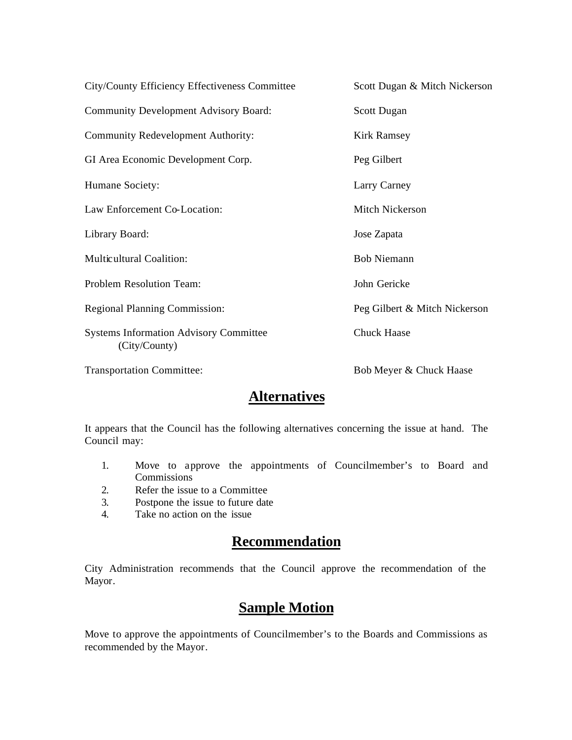| | |
|---|---|
| City/County Efficiency Effectiveness Committee | Scott Dugan & Mitch Nickerson |
| Community Development Advisory Board: | Scott Dugan |
| Community Redevelopment Authority: | Kirk Ramsey |
| GI Area Economic Development Corp. | Peg Gilbert |
| Humane Society: | Larry Carney |
| Law Enforcement Co-Location: | Mitch Nickerson |
| Library Board: | Jose Zapata |
| Multicultural Coalition: | Bob Niemann |
| Problem Resolution Team: | John Gericke |
| Regional Planning Commission: | Peg Gilbert & Mitch Nickerson |
| Systems Information Advisory Committee (City/County) | Chuck Haase |
| Transportation Committee: | Bob Meyer & Chuck Haase |

## Alternatives

It appears that the Council has the following alternatives concerning the issue at hand. The Council may:

1. Move to approve the appointments of Councilmember's to Board and Commissions
2. Refer the issue to a Committee
3. Postpone the issue to future date
4. Take no action on the issue

## Recommendation

City Administration recommends that the Council approve the recommendation of the Mayor.

## Sample Motion

Move to approve the appointments of Councilmember's to the Boards and Commissions as recommended by the Mayor.